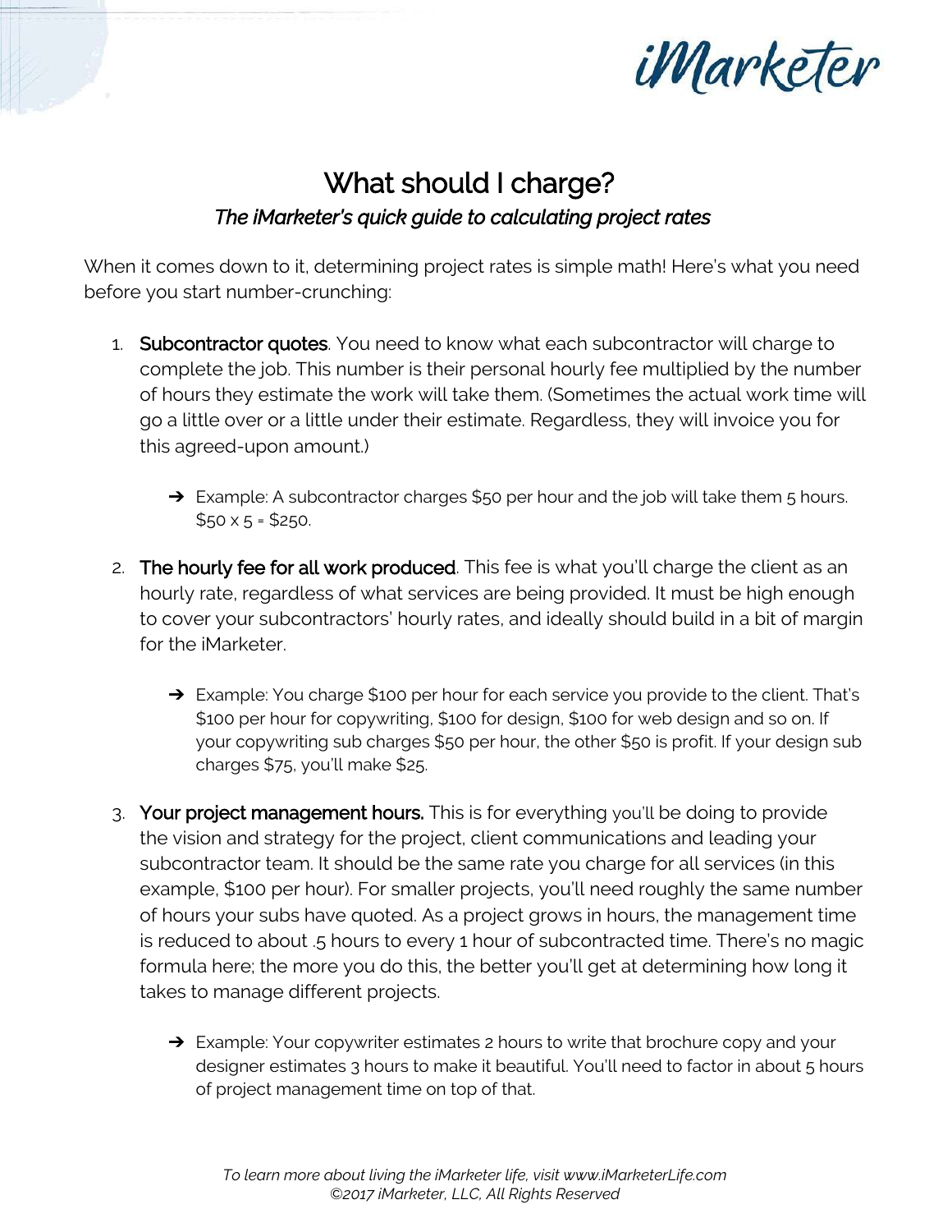# What should I charge?

***The iMarketer's quick guide to calculating project rates***

When it comes down to it, determining project rates is simple math! Here's what you need before you start number-crunching:

1. **Subcontractor quotes**. You need to know what each subcontractor will charge to complete the job. This number is their personal hourly fee multiplied by the number of hours they estimate the work will take them. (Sometimes the actual work time will go a little over or a little under their estimate. Regardless, they will invoice you for this agreed-upon amount.)

   ➔ Example: A subcontractor charges $50 per hour and the job will take them 5 hours. $50 x 5 = $250.

2. **The hourly fee for all work produced**. This fee is what you'll charge the client as an hourly rate, regardless of what services are being provided. It must be high enough to cover your subcontractors' hourly rates, and ideally should build in a bit of margin for the iMarketer.

   ➔ Example: You charge $100 per hour for each service you provide to the client. That's $100 per hour for copywriting, $100 for design, $100 for web design and so on. If your copywriting sub charges $50 per hour, the other $50 is profit. If your design sub charges $75, you'll make $25.

3. **Your project management hours.** This is for everything you'll be doing to provide the vision and strategy for the project, client communications and leading your subcontractor team. It should be the same rate you charge for all services (in this example, $100 per hour). For smaller projects, you'll need roughly the same number of hours your subs have quoted. As a project grows in hours, the management time is reduced to about .5 hours to every 1 hour of subcontracted time. There's no magic formula here; the more you do this, the better you'll get at determining how long it takes to manage different projects.

   ➔ Example: Your copywriter estimates 2 hours to write that brochure copy and your designer estimates 3 hours to make it beautiful. You'll need to factor in about 5 hours of project management time on top of that.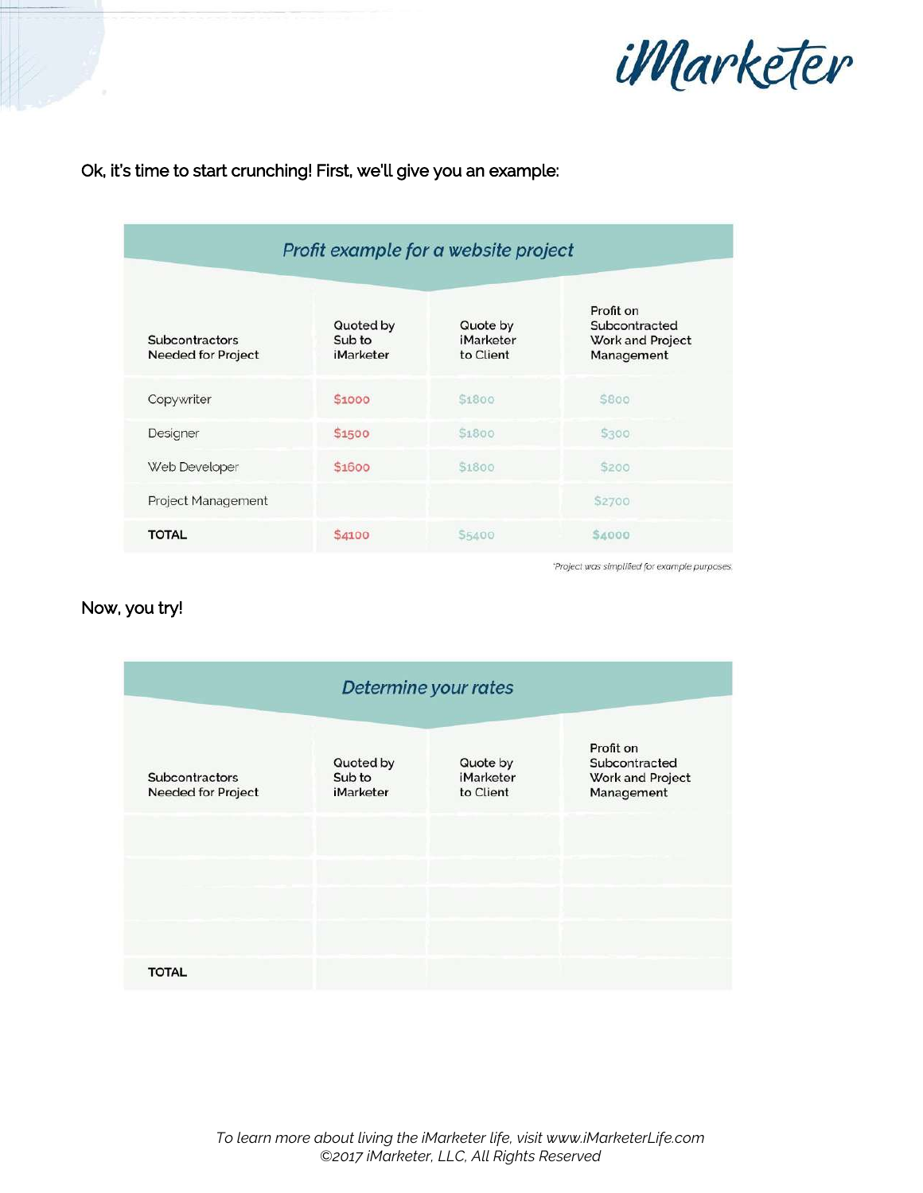Ok, it's time to start crunching! First, we'll give you an example:

| Profit example for a website project | | | |
|---|---|---|---|
| Subcontractors Needed for Project | Quoted by Sub to iMarketer | Quote by iMarketer to Client | Profit on Subcontracted Work and Project Management |
| Copywriter | $1000 | $1800 | $800 |
| Designer | $1500 | $1800 | $300 |
| Web Developer | $1600 | $1800 | $200 |
| Project Management | | | $2700 |
| TOTAL | $4100 | $5400 | $4000 |

*Project was simplified for example purposes.*

Now, you try!

| Determine your rates | | | |
|---|---|---|---|
| Subcontractors Needed for Project | Quoted by Sub to iMarketer | Quote by iMarketer to Client | Profit on Subcontracted Work and Project Management |
| | | | |
| | | | |
| | | | |
| TOTAL | | | |

*To learn more about living the iMarketer life, visit www.iMarketerLife.com*
*©2017 iMarketer, LLC, All Rights Reserved*